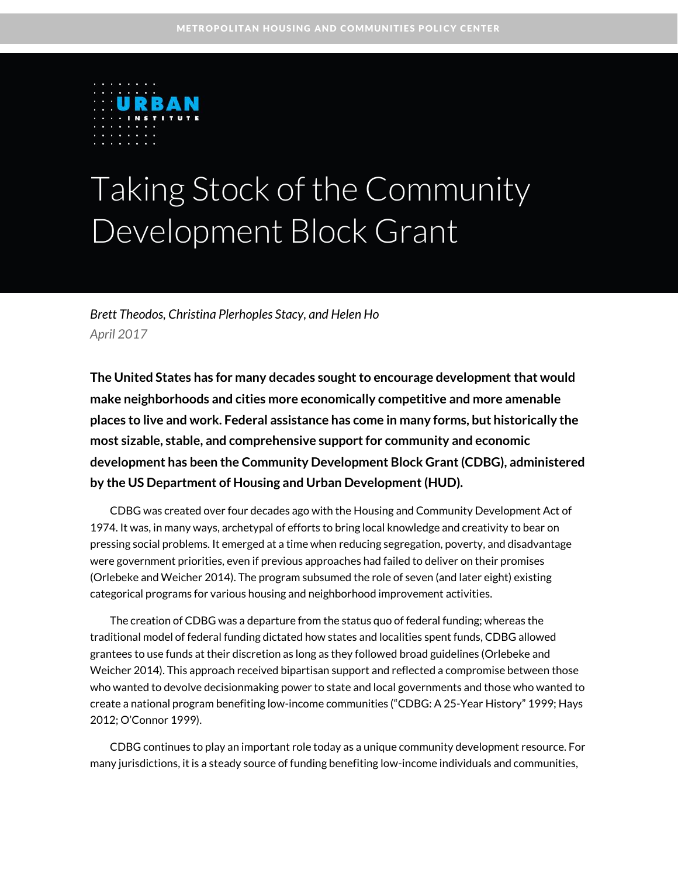METROPOLITAN HOUSING AND COMMUNITIES POLICY CENTER

URBAN INSTITUTE

# Taking Stock of the Community Development Block Grant

*Brett Theodos, Christina Plerhoples Stacy, and Helen Ho*
*April 2017*

**The United States has for many decades sought to encourage development that would make neighborhoods and cities more economically competitive and more amenable places to live and work. Federal assistance has come in many forms, but historically the most sizable, stable, and comprehensive support for community and economic development has been the Community Development Block Grant (CDBG), administered by the US Department of Housing and Urban Development (HUD).**

CDBG was created over four decades ago with the Housing and Community Development Act of 1974. It was, in many ways, archetypal of efforts to bring local knowledge and creativity to bear on pressing social problems. It emerged at a time when reducing segregation, poverty, and disadvantage were government priorities, even if previous approaches had failed to deliver on their promises (Orlebeke and Weicher 2014). The program subsumed the role of seven (and later eight) existing categorical programs for various housing and neighborhood improvement activities.

The creation of CDBG was a departure from the status quo of federal funding; whereas the traditional model of federal funding dictated how states and localities spent funds, CDBG allowed grantees to use funds at their discretion as long as they followed broad guidelines (Orlebeke and Weicher 2014). This approach received bipartisan support and reflected a compromise between those who wanted to devolve decisionmaking power to state and local governments and those who wanted to create a national program benefiting low-income communities ("CDBG: A 25-Year History" 1999; Hays 2012; O'Connor 1999).

CDBG continues to play an important role today as a unique community development resource. For many jurisdictions, it is a steady source of funding benefiting low-income individuals and communities,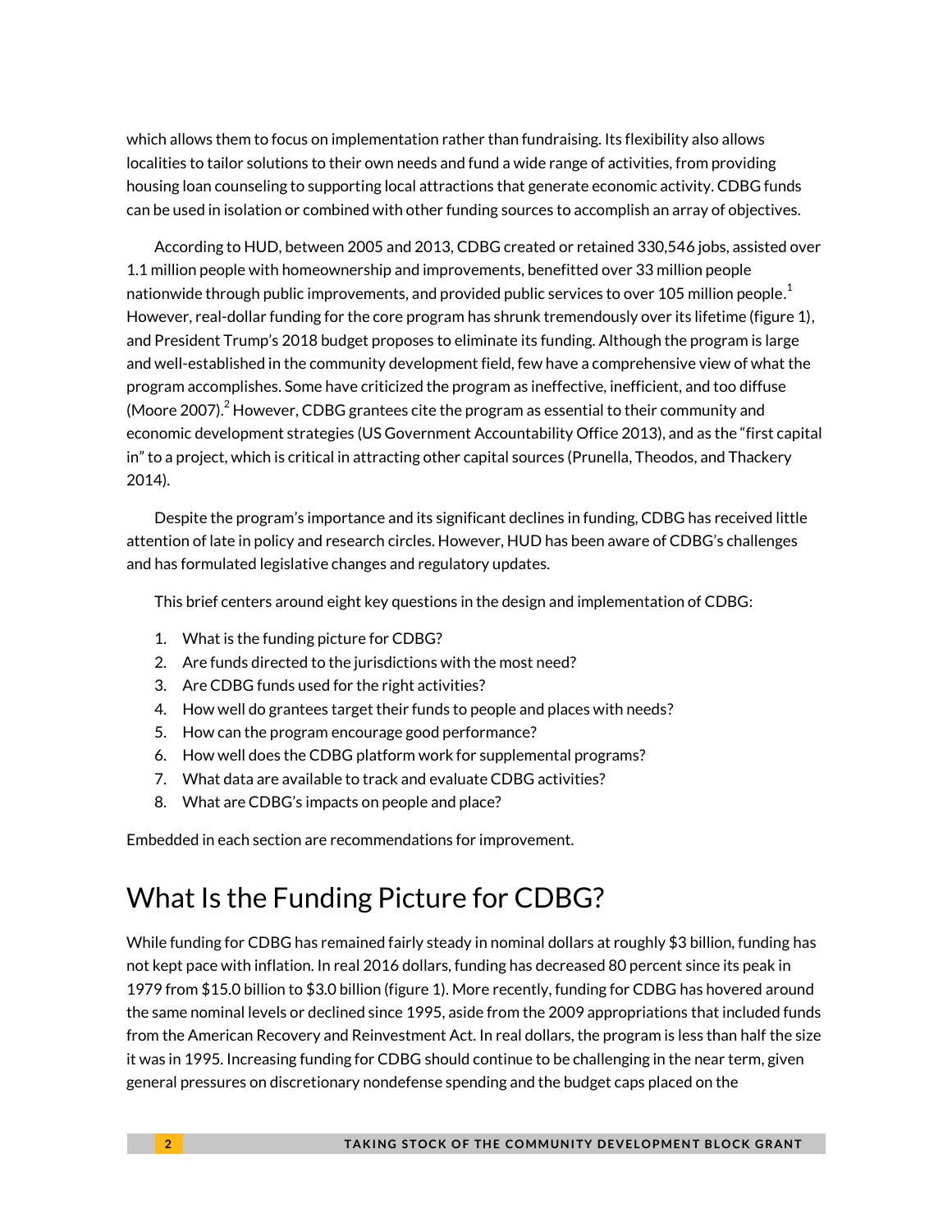which allows them to focus on implementation rather than fundraising. Its flexibility also allows localities to tailor solutions to their own needs and fund a wide range of activities, from providing housing loan counseling to supporting local attractions that generate economic activity. CDBG funds can be used in isolation or combined with other funding sources to accomplish an array of objectives.

According to HUD, between 2005 and 2013, CDBG created or retained 330,546 jobs, assisted over 1.1 million people with homeownership and improvements, benefitted over 33 million people nationwide through public improvements, and provided public services to over 105 million people.[1] However, real-dollar funding for the core program has shrunk tremendously over its lifetime (figure 1), and President Trump's 2018 budget proposes to eliminate its funding. Although the program is large and well-established in the community development field, few have a comprehensive view of what the program accomplishes. Some have criticized the program as ineffective, inefficient, and too diffuse (Moore 2007).[2] However, CDBG grantees cite the program as essential to their community and economic development strategies (US Government Accountability Office 2013), and as the "first capital in" to a project, which is critical in attracting other capital sources (Prunella, Theodos, and Thackery 2014).

Despite the program's importance and its significant declines in funding, CDBG has received little attention of late in policy and research circles. However, HUD has been aware of CDBG's challenges and has formulated legislative changes and regulatory updates.

This brief centers around eight key questions in the design and implementation of CDBG:

1. What is the funding picture for CDBG?
2. Are funds directed to the jurisdictions with the most need?
3. Are CDBG funds used for the right activities?
4. How well do grantees target their funds to people and places with needs?
5. How can the program encourage good performance?
6. How well does the CDBG platform work for supplemental programs?
7. What data are available to track and evaluate CDBG activities?
8. What are CDBG's impacts on people and place?

Embedded in each section are recommendations for improvement.

## What Is the Funding Picture for CDBG?

While funding for CDBG has remained fairly steady in nominal dollars at roughly $3 billion, funding has not kept pace with inflation. In real 2016 dollars, funding has decreased 80 percent since its peak in 1979 from $15.0 billion to $3.0 billion (figure 1). More recently, funding for CDBG has hovered around the same nominal levels or declined since 1995, aside from the 2009 appropriations that included funds from the American Recovery and Reinvestment Act. In real dollars, the program is less than half the size it was in 1995. Increasing funding for CDBG should continue to be challenging in the near term, given general pressures on discretionary nondefense spending and the budget caps placed on the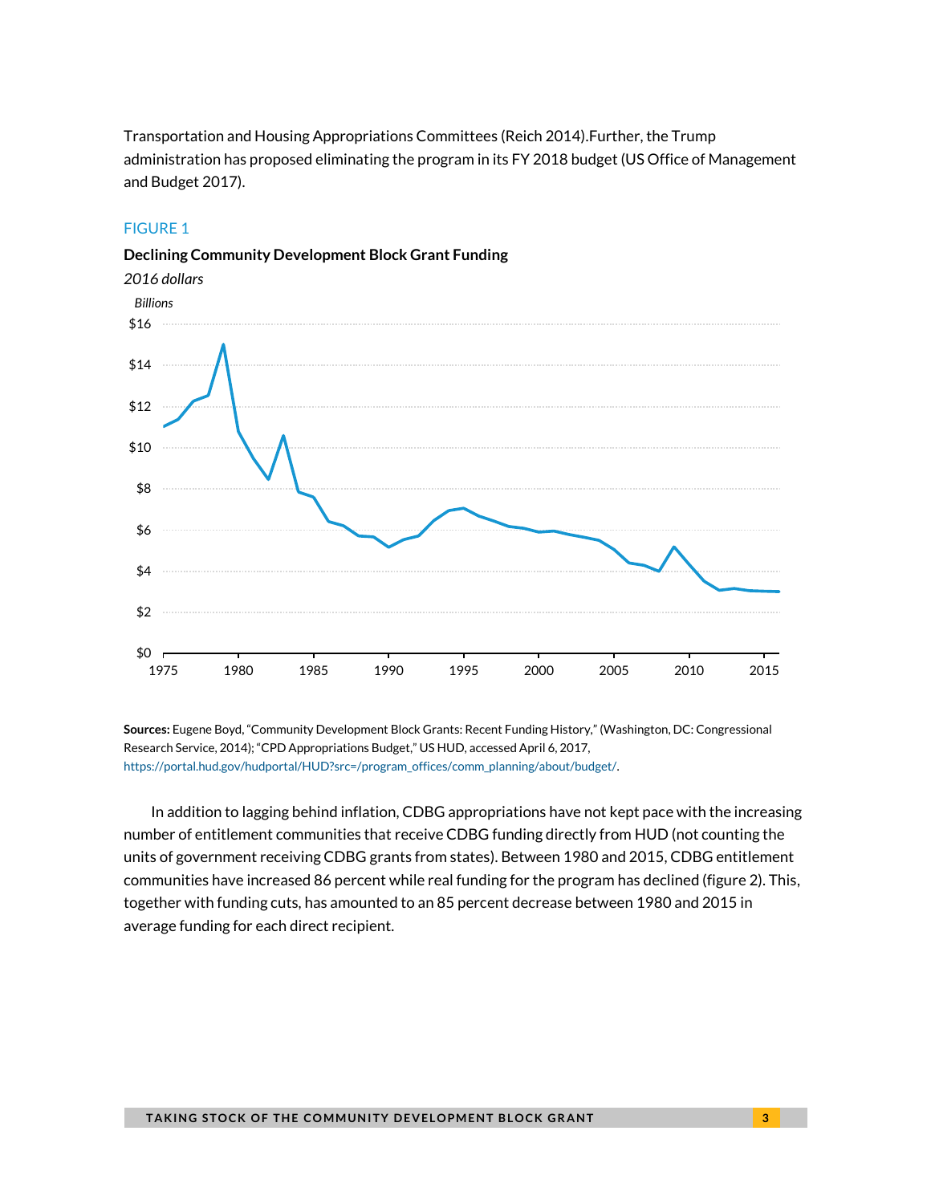Transportation and Housing Appropriations Committees (Reich 2014).Further, the Trump administration has proposed eliminating the program in its FY 2018 budget (US Office of Management and Budget 2017).

FIGURE 1

**Declining Community Development Block Grant Funding**

*2016 dollars*

**Sources:** Eugene Boyd, "Community Development Block Grants: Recent Funding History," (Washington, DC: Congressional Research Service, 2014); "CPD Appropriations Budget," US HUD, accessed April 6, 2017, https://portal.hud.gov/hudportal/HUD?src=/program_offices/comm_planning/about/budget/.

In addition to lagging behind inflation, CDBG appropriations have not kept pace with the increasing number of entitlement communities that receive CDBG funding directly from HUD (not counting the units of government receiving CDBG grants from states). Between 1980 and 2015, CDBG entitlement communities have increased 86 percent while real funding for the program has declined (figure 2). This, together with funding cuts, has amounted to an 85 percent decrease between 1980 and 2015 in average funding for each direct recipient.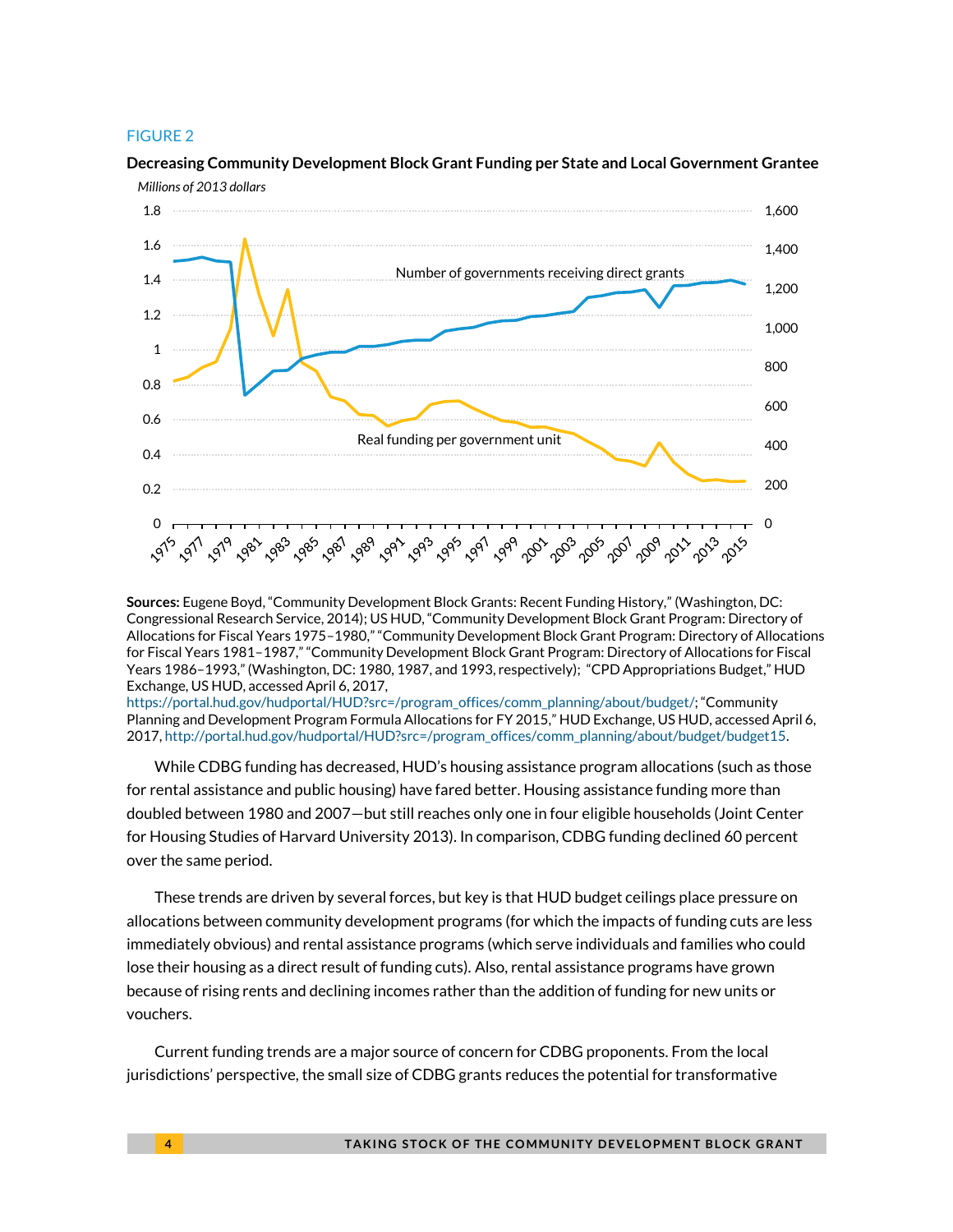FIGURE 2

**Decreasing Community Development Block Grant Funding per State and Local Government Grantee**

*Millions of 2013 dollars*

**Sources:** Eugene Boyd, "Community Development Block Grants: Recent Funding History," (Washington, DC: Congressional Research Service, 2014); US HUD, "Community Development Block Grant Program: Directory of Allocations for Fiscal Years 1975–1980," "Community Development Block Grant Program: Directory of Allocations for Fiscal Years 1981–1987," "Community Development Block Grant Program: Directory of Allocations for Fiscal Years 1986–1993," (Washington, DC: 1980, 1987, and 1993, respectively); "CPD Appropriations Budget," HUD Exchange, US HUD, accessed April 6, 2017, https://portal.hud.gov/hudportal/HUD?src=/program_offices/comm_planning/about/budget/; "Community Planning and Development Program Formula Allocations for FY 2015," HUD Exchange, US HUD, accessed April 6, 2017, http://portal.hud.gov/hudportal/HUD?src=/program_offices/comm_planning/about/budget/budget15.

While CDBG funding has decreased, HUD's housing assistance program allocations (such as those for rental assistance and public housing) have fared better. Housing assistance funding more than doubled between 1980 and 2007—but still reaches only one in four eligible households (Joint Center for Housing Studies of Harvard University 2013). In comparison, CDBG funding declined 60 percent over the same period.

These trends are driven by several forces, but key is that HUD budget ceilings place pressure on allocations between community development programs (for which the impacts of funding cuts are less immediately obvious) and rental assistance programs (which serve individuals and families who could lose their housing as a direct result of funding cuts). Also, rental assistance programs have grown because of rising rents and declining incomes rather than the addition of funding for new units or vouchers.

Current funding trends are a major source of concern for CDBG proponents. From the local jurisdictions' perspective, the small size of CDBG grants reduces the potential for transformative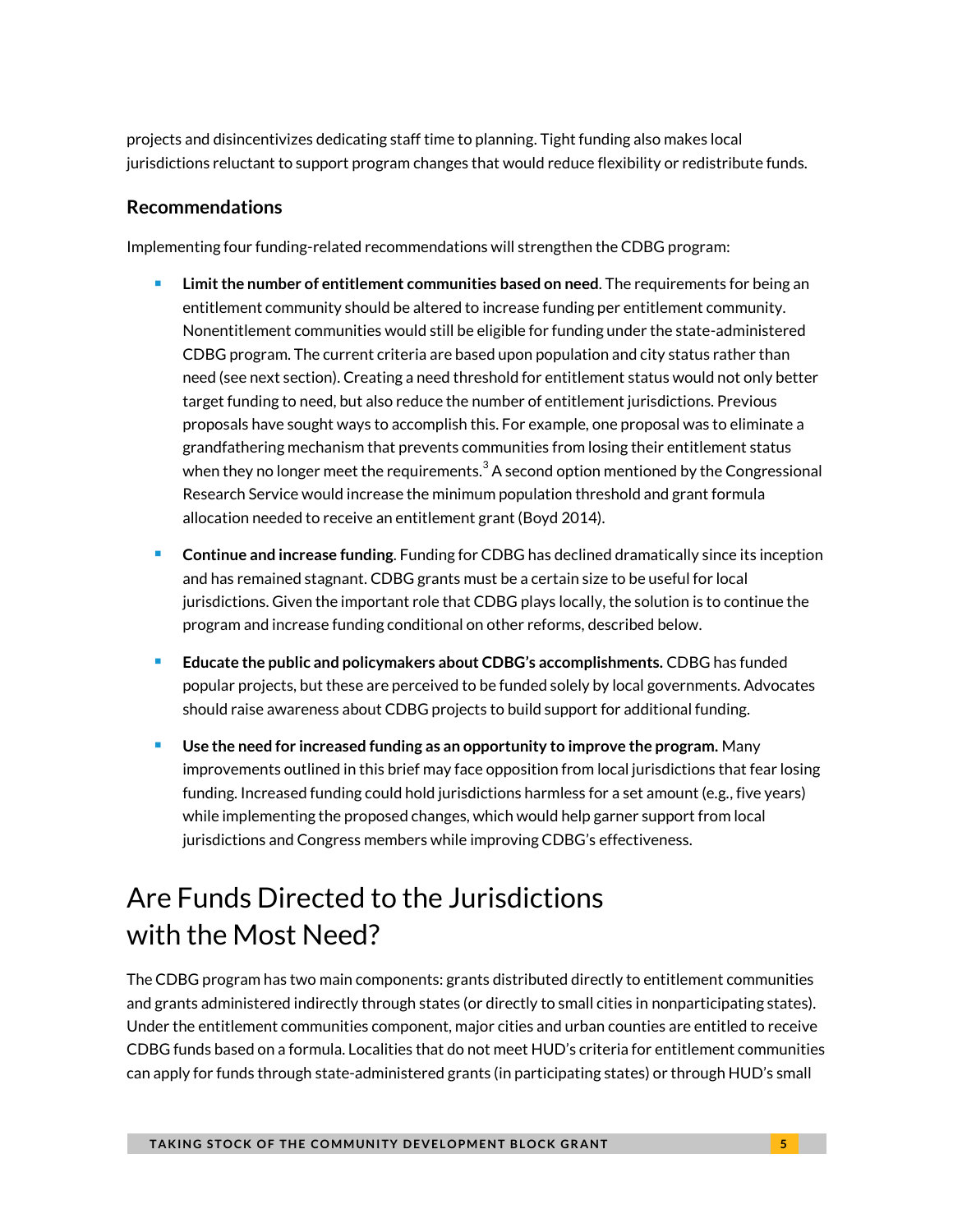projects and disincentivizes dedicating staff time to planning. Tight funding also makes local jurisdictions reluctant to support program changes that would reduce flexibility or redistribute funds.

### Recommendations

Implementing four funding-related recommendations will strengthen the CDBG program:

- **Limit the number of entitlement communities based on need**. The requirements for being an entitlement community should be altered to increase funding per entitlement community. Nonentitlement communities would still be eligible for funding under the state-administered CDBG program. The current criteria are based upon population and city status rather than need (see next section). Creating a need threshold for entitlement status would not only better target funding to need, but also reduce the number of entitlement jurisdictions. Previous proposals have sought ways to accomplish this. For example, one proposal was to eliminate a grandfathering mechanism that prevents communities from losing their entitlement status when they no longer meet the requirements.[3] A second option mentioned by the Congressional Research Service would increase the minimum population threshold and grant formula allocation needed to receive an entitlement grant (Boyd 2014).
- **Continue and increase funding**. Funding for CDBG has declined dramatically since its inception and has remained stagnant. CDBG grants must be a certain size to be useful for local jurisdictions. Given the important role that CDBG plays locally, the solution is to continue the program and increase funding conditional on other reforms, described below.
- **Educate the public and policymakers about CDBG's accomplishments.** CDBG has funded popular projects, but these are perceived to be funded solely by local governments. Advocates should raise awareness about CDBG projects to build support for additional funding.
- **Use the need for increased funding as an opportunity to improve the program.** Many improvements outlined in this brief may face opposition from local jurisdictions that fear losing funding. Increased funding could hold jurisdictions harmless for a set amount (e.g., five years) while implementing the proposed changes, which would help garner support from local jurisdictions and Congress members while improving CDBG's effectiveness.

## Are Funds Directed to the Jurisdictions with the Most Need?

The CDBG program has two main components: grants distributed directly to entitlement communities and grants administered indirectly through states (or directly to small cities in nonparticipating states). Under the entitlement communities component, major cities and urban counties are entitled to receive CDBG funds based on a formula. Localities that do not meet HUD's criteria for entitlement communities can apply for funds through state-administered grants (in participating states) or through HUD's small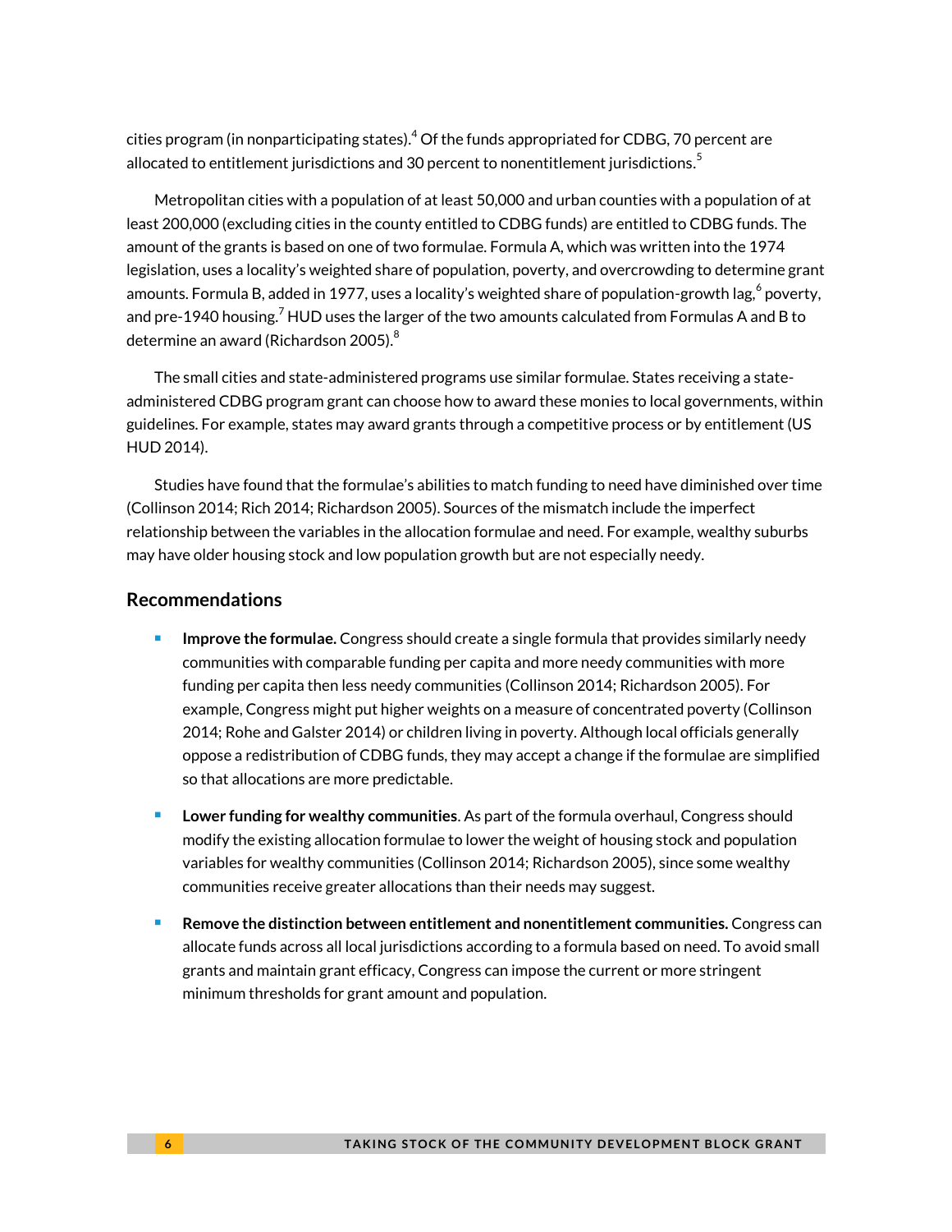cities program (in nonparticipating states).[4] Of the funds appropriated for CDBG, 70 percent are allocated to entitlement jurisdictions and 30 percent to nonentitlement jurisdictions.[5]

Metropolitan cities with a population of at least 50,000 and urban counties with a population of at least 200,000 (excluding cities in the county entitled to CDBG funds) are entitled to CDBG funds. The amount of the grants is based on one of two formulae. Formula A, which was written into the 1974 legislation, uses a locality's weighted share of population, poverty, and overcrowding to determine grant amounts. Formula B, added in 1977, uses a locality's weighted share of population-growth lag,[6] poverty, and pre-1940 housing.[7] HUD uses the larger of the two amounts calculated from Formulas A and B to determine an award (Richardson 2005).[8]

The small cities and state-administered programs use similar formulae. States receiving a state-administered CDBG program grant can choose how to award these monies to local governments, within guidelines. For example, states may award grants through a competitive process or by entitlement (US HUD 2014).

Studies have found that the formulae's abilities to match funding to need have diminished over time (Collinson 2014; Rich 2014; Richardson 2005). Sources of the mismatch include the imperfect relationship between the variables in the allocation formulae and need. For example, wealthy suburbs may have older housing stock and low population growth but are not especially needy.

## Recommendations

- **Improve the formulae.** Congress should create a single formula that provides similarly needy communities with comparable funding per capita and more needy communities with more funding per capita then less needy communities (Collinson 2014; Richardson 2005). For example, Congress might put higher weights on a measure of concentrated poverty (Collinson 2014; Rohe and Galster 2014) or children living in poverty. Although local officials generally oppose a redistribution of CDBG funds, they may accept a change if the formulae are simplified so that allocations are more predictable.
- **Lower funding for wealthy communities**. As part of the formula overhaul, Congress should modify the existing allocation formulae to lower the weight of housing stock and population variables for wealthy communities (Collinson 2014; Richardson 2005), since some wealthy communities receive greater allocations than their needs may suggest.
- **Remove the distinction between entitlement and nonentitlement communities.** Congress can allocate funds across all local jurisdictions according to a formula based on need. To avoid small grants and maintain grant efficacy, Congress can impose the current or more stringent minimum thresholds for grant amount and population.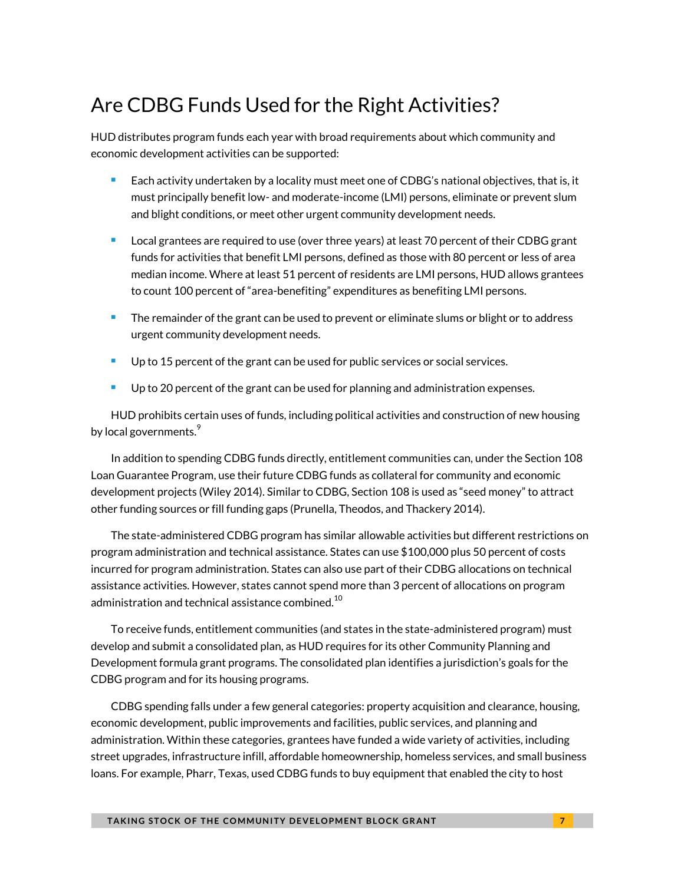## Are CDBG Funds Used for the Right Activities?

HUD distributes program funds each year with broad requirements about which community and economic development activities can be supported:

- Each activity undertaken by a locality must meet one of CDBG's national objectives, that is, it must principally benefit low- and moderate-income (LMI) persons, eliminate or prevent slum and blight conditions, or meet other urgent community development needs.
- Local grantees are required to use (over three years) at least 70 percent of their CDBG grant funds for activities that benefit LMI persons, defined as those with 80 percent or less of area median income. Where at least 51 percent of residents are LMI persons, HUD allows grantees to count 100 percent of "area-benefiting" expenditures as benefiting LMI persons.
- The remainder of the grant can be used to prevent or eliminate slums or blight or to address urgent community development needs.
- Up to 15 percent of the grant can be used for public services or social services.
- Up to 20 percent of the grant can be used for planning and administration expenses.

HUD prohibits certain uses of funds, including political activities and construction of new housing by local governments.[9]

In addition to spending CDBG funds directly, entitlement communities can, under the Section 108 Loan Guarantee Program, use their future CDBG funds as collateral for community and economic development projects (Wiley 2014). Similar to CDBG, Section 108 is used as "seed money" to attract other funding sources or fill funding gaps (Prunella, Theodos, and Thackery 2014).

The state-administered CDBG program has similar allowable activities but different restrictions on program administration and technical assistance. States can use $100,000 plus 50 percent of costs incurred for program administration. States can also use part of their CDBG allocations on technical assistance activities. However, states cannot spend more than 3 percent of allocations on program administration and technical assistance combined.[10]

To receive funds, entitlement communities (and states in the state-administered program) must develop and submit a consolidated plan, as HUD requires for its other Community Planning and Development formula grant programs. The consolidated plan identifies a jurisdiction's goals for the CDBG program and for its housing programs.

CDBG spending falls under a few general categories: property acquisition and clearance, housing, economic development, public improvements and facilities, public services, and planning and administration. Within these categories, grantees have funded a wide variety of activities, including street upgrades, infrastructure infill, affordable homeownership, homeless services, and small business loans. For example, Pharr, Texas, used CDBG funds to buy equipment that enabled the city to host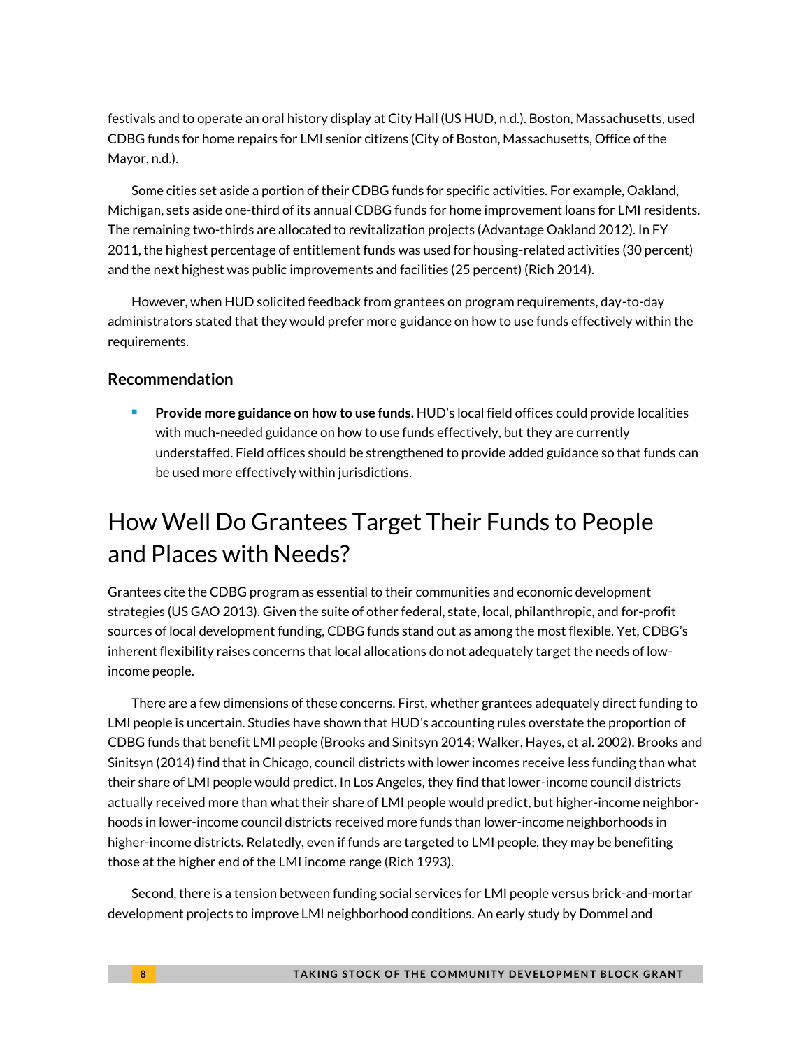festivals and to operate an oral history display at City Hall (US HUD, n.d.). Boston, Massachusetts, used CDBG funds for home repairs for LMI senior citizens (City of Boston, Massachusetts, Office of the Mayor, n.d.).

Some cities set aside a portion of their CDBG funds for specific activities. For example, Oakland, Michigan, sets aside one-third of its annual CDBG funds for home improvement loans for LMI residents. The remaining two-thirds are allocated to revitalization projects (Advantage Oakland 2012). In FY 2011, the highest percentage of entitlement funds was used for housing-related activities (30 percent) and the next highest was public improvements and facilities (25 percent) (Rich 2014).

However, when HUD solicited feedback from grantees on program requirements, day-to-day administrators stated that they would prefer more guidance on how to use funds effectively within the requirements.

### Recommendation

- **Provide more guidance on how to use funds.** HUD's local field offices could provide localities with much-needed guidance on how to use funds effectively, but they are currently understaffed. Field offices should be strengthened to provide added guidance so that funds can be used more effectively within jurisdictions.

## How Well Do Grantees Target Their Funds to People and Places with Needs?

Grantees cite the CDBG program as essential to their communities and economic development strategies (US GAO 2013). Given the suite of other federal, state, local, philanthropic, and for-profit sources of local development funding, CDBG funds stand out as among the most flexible. Yet, CDBG's inherent flexibility raises concerns that local allocations do not adequately target the needs of low-income people.

There are a few dimensions of these concerns. First, whether grantees adequately direct funding to LMI people is uncertain. Studies have shown that HUD's accounting rules overstate the proportion of CDBG funds that benefit LMI people (Brooks and Sinitsyn 2014; Walker, Hayes, et al. 2002). Brooks and Sinitsyn (2014) find that in Chicago, council districts with lower incomes receive less funding than what their share of LMI people would predict. In Los Angeles, they find that lower-income council districts actually received more than what their share of LMI people would predict, but higher-income neighborhoods in lower-income council districts received more funds than lower-income neighborhoods in higher-income districts. Relatedly, even if funds are targeted to LMI people, they may be benefiting those at the higher end of the LMI income range (Rich 1993).

Second, there is a tension between funding social services for LMI people versus brick-and-mortar development projects to improve LMI neighborhood conditions. An early study by Dommel and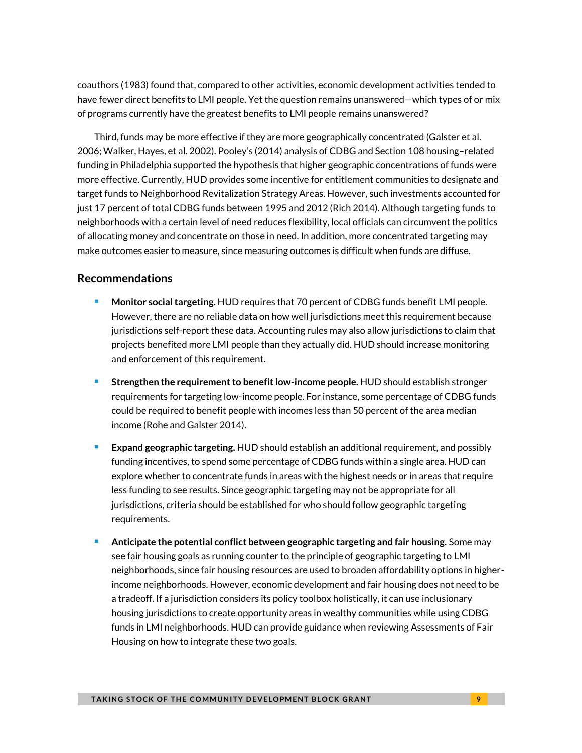coauthors (1983) found that, compared to other activities, economic development activities tended to have fewer direct benefits to LMI people. Yet the question remains unanswered—which types of or mix of programs currently have the greatest benefits to LMI people remains unanswered?

Third, funds may be more effective if they are more geographically concentrated (Galster et al. 2006; Walker, Hayes, et al. 2002). Pooley's (2014) analysis of CDBG and Section 108 housing–related funding in Philadelphia supported the hypothesis that higher geographic concentrations of funds were more effective. Currently, HUD provides some incentive for entitlement communities to designate and target funds to Neighborhood Revitalization Strategy Areas. However, such investments accounted for just 17 percent of total CDBG funds between 1995 and 2012 (Rich 2014). Although targeting funds to neighborhoods with a certain level of need reduces flexibility, local officials can circumvent the politics of allocating money and concentrate on those in need. In addition, more concentrated targeting may make outcomes easier to measure, since measuring outcomes is difficult when funds are diffuse.

## Recommendations

- **Monitor social targeting.** HUD requires that 70 percent of CDBG funds benefit LMI people. However, there are no reliable data on how well jurisdictions meet this requirement because jurisdictions self-report these data. Accounting rules may also allow jurisdictions to claim that projects benefited more LMI people than they actually did. HUD should increase monitoring and enforcement of this requirement.
- **Strengthen the requirement to benefit low-income people.** HUD should establish stronger requirements for targeting low-income people. For instance, some percentage of CDBG funds could be required to benefit people with incomes less than 50 percent of the area median income (Rohe and Galster 2014).
- **Expand geographic targeting.** HUD should establish an additional requirement, and possibly funding incentives, to spend some percentage of CDBG funds within a single area. HUD can explore whether to concentrate funds in areas with the highest needs or in areas that require less funding to see results. Since geographic targeting may not be appropriate for all jurisdictions, criteria should be established for who should follow geographic targeting requirements.
- **Anticipate the potential conflict between geographic targeting and fair housing.** Some may see fair housing goals as running counter to the principle of geographic targeting to LMI neighborhoods, since fair housing resources are used to broaden affordability options in higher-income neighborhoods. However, economic development and fair housing does not need to be a tradeoff. If a jurisdiction considers its policy toolbox holistically, it can use inclusionary housing jurisdictions to create opportunity areas in wealthy communities while using CDBG funds in LMI neighborhoods. HUD can provide guidance when reviewing Assessments of Fair Housing on how to integrate these two goals.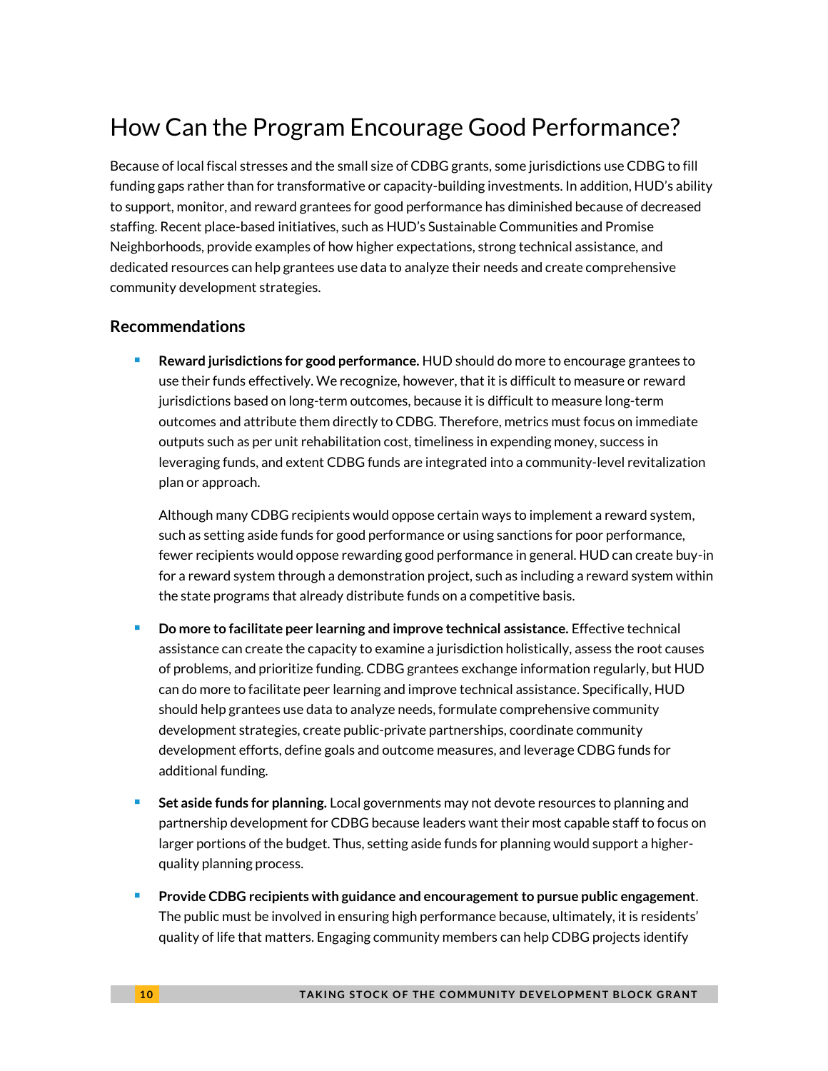# How Can the Program Encourage Good Performance?

Because of local fiscal stresses and the small size of CDBG grants, some jurisdictions use CDBG to fill funding gaps rather than for transformative or capacity-building investments. In addition, HUD's ability to support, monitor, and reward grantees for good performance has diminished because of decreased staffing. Recent place-based initiatives, such as HUD's Sustainable Communities and Promise Neighborhoods, provide examples of how higher expectations, strong technical assistance, and dedicated resources can help grantees use data to analyze their needs and create comprehensive community development strategies.

## Recommendations

- **Reward jurisdictions for good performance.** HUD should do more to encourage grantees to use their funds effectively. We recognize, however, that it is difficult to measure or reward jurisdictions based on long-term outcomes, because it is difficult to measure long-term outcomes and attribute them directly to CDBG. Therefore, metrics must focus on immediate outputs such as per unit rehabilitation cost, timeliness in expending money, success in leveraging funds, and extent CDBG funds are integrated into a community-level revitalization plan or approach.

  Although many CDBG recipients would oppose certain ways to implement a reward system, such as setting aside funds for good performance or using sanctions for poor performance, fewer recipients would oppose rewarding good performance in general. HUD can create buy-in for a reward system through a demonstration project, such as including a reward system within the state programs that already distribute funds on a competitive basis.

- **Do more to facilitate peer learning and improve technical assistance.** Effective technical assistance can create the capacity to examine a jurisdiction holistically, assess the root causes of problems, and prioritize funding. CDBG grantees exchange information regularly, but HUD can do more to facilitate peer learning and improve technical assistance. Specifically, HUD should help grantees use data to analyze needs, formulate comprehensive community development strategies, create public-private partnerships, coordinate community development efforts, define goals and outcome measures, and leverage CDBG funds for additional funding.

- **Set aside funds for planning.** Local governments may not devote resources to planning and partnership development for CDBG because leaders want their most capable staff to focus on larger portions of the budget. Thus, setting aside funds for planning would support a higher-quality planning process.

- **Provide CDBG recipients with guidance and encouragement to pursue public engagement**. The public must be involved in ensuring high performance because, ultimately, it is residents' quality of life that matters. Engaging community members can help CDBG projects identify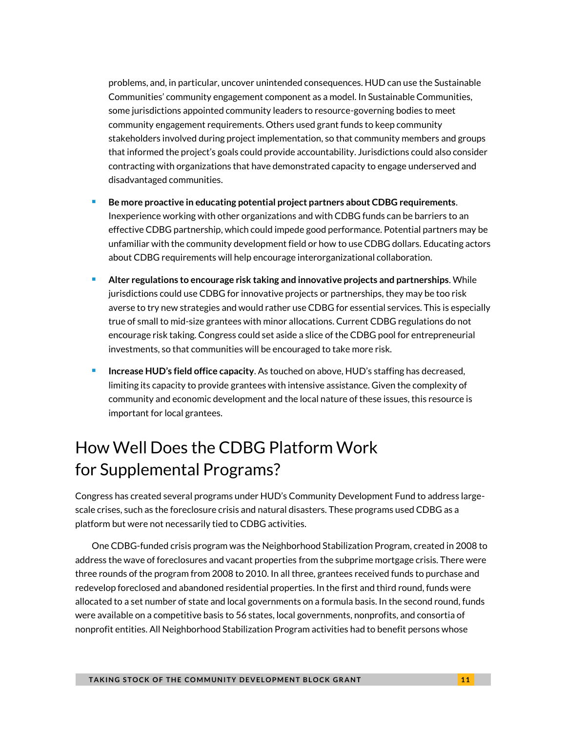problems, and, in particular, uncover unintended consequences. HUD can use the Sustainable Communities' community engagement component as a model. In Sustainable Communities, some jurisdictions appointed community leaders to resource-governing bodies to meet community engagement requirements. Others used grant funds to keep community stakeholders involved during project implementation, so that community members and groups that informed the project's goals could provide accountability. Jurisdictions could also consider contracting with organizations that have demonstrated capacity to engage underserved and disadvantaged communities.

- **Be more proactive in educating potential project partners about CDBG requirements**. Inexperience working with other organizations and with CDBG funds can be barriers to an effective CDBG partnership, which could impede good performance. Potential partners may be unfamiliar with the community development field or how to use CDBG dollars. Educating actors about CDBG requirements will help encourage interorganizational collaboration.
- **Alter regulations to encourage risk taking and innovative projects and partnerships**. While jurisdictions could use CDBG for innovative projects or partnerships, they may be too risk averse to try new strategies and would rather use CDBG for essential services. This is especially true of small to mid-size grantees with minor allocations. Current CDBG regulations do not encourage risk taking. Congress could set aside a slice of the CDBG pool for entrepreneurial investments, so that communities will be encouraged to take more risk.
- **Increase HUD's field office capacity**. As touched on above, HUD's staffing has decreased, limiting its capacity to provide grantees with intensive assistance. Given the complexity of community and economic development and the local nature of these issues, this resource is important for local grantees.

## How Well Does the CDBG Platform Work for Supplemental Programs?

Congress has created several programs under HUD's Community Development Fund to address large-scale crises, such as the foreclosure crisis and natural disasters. These programs used CDBG as a platform but were not necessarily tied to CDBG activities.

One CDBG-funded crisis program was the Neighborhood Stabilization Program, created in 2008 to address the wave of foreclosures and vacant properties from the subprime mortgage crisis. There were three rounds of the program from 2008 to 2010. In all three, grantees received funds to purchase and redevelop foreclosed and abandoned residential properties. In the first and third round, funds were allocated to a set number of state and local governments on a formula basis. In the second round, funds were available on a competitive basis to 56 states, local governments, nonprofits, and consortia of nonprofit entities. All Neighborhood Stabilization Program activities had to benefit persons whose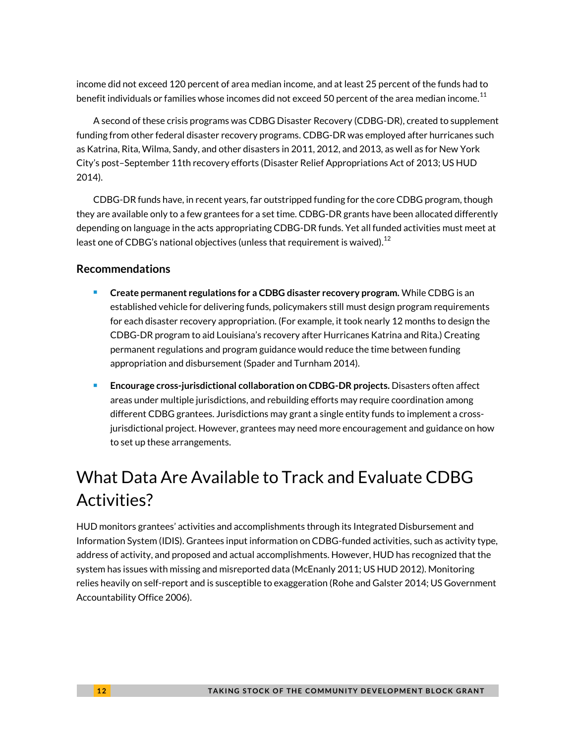income did not exceed 120 percent of area median income, and at least 25 percent of the funds had to benefit individuals or families whose incomes did not exceed 50 percent of the area median income.[11]

A second of these crisis programs was CDBG Disaster Recovery (CDBG-DR), created to supplement funding from other federal disaster recovery programs. CDBG-DR was employed after hurricanes such as Katrina, Rita, Wilma, Sandy, and other disasters in 2011, 2012, and 2013, as well as for New York City's post–September 11th recovery efforts (Disaster Relief Appropriations Act of 2013; US HUD 2014).

CDBG-DR funds have, in recent years, far outstripped funding for the core CDBG program, though they are available only to a few grantees for a set time. CDBG-DR grants have been allocated differently depending on language in the acts appropriating CDBG-DR funds. Yet all funded activities must meet at least one of CDBG's national objectives (unless that requirement is waived).[12]

### Recommendations

- **Create permanent regulations for a CDBG disaster recovery program.** While CDBG is an established vehicle for delivering funds, policymakers still must design program requirements for each disaster recovery appropriation. (For example, it took nearly 12 months to design the CDBG-DR program to aid Louisiana's recovery after Hurricanes Katrina and Rita.) Creating permanent regulations and program guidance would reduce the time between funding appropriation and disbursement (Spader and Turnham 2014).
- **Encourage cross-jurisdictional collaboration on CDBG-DR projects.** Disasters often affect areas under multiple jurisdictions, and rebuilding efforts may require coordination among different CDBG grantees. Jurisdictions may grant a single entity funds to implement a cross-jurisdictional project. However, grantees may need more encouragement and guidance on how to set up these arrangements.

## What Data Are Available to Track and Evaluate CDBG Activities?

HUD monitors grantees' activities and accomplishments through its Integrated Disbursement and Information System (IDIS). Grantees input information on CDBG-funded activities, such as activity type, address of activity, and proposed and actual accomplishments. However, HUD has recognized that the system has issues with missing and misreported data (McEnanly 2011; US HUD 2012). Monitoring relies heavily on self-report and is susceptible to exaggeration (Rohe and Galster 2014; US Government Accountability Office 2006).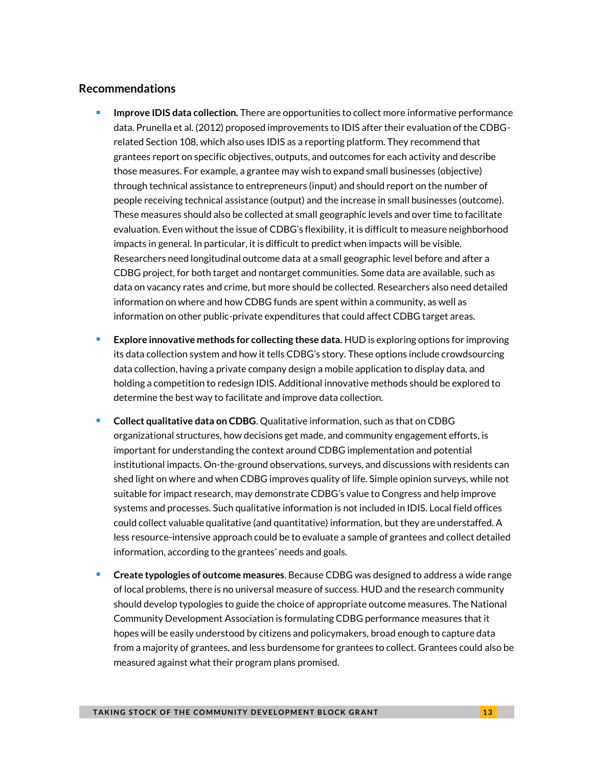## Recommendations

- **Improve IDIS data collection.** There are opportunities to collect more informative performance data. Prunella et al. (2012) proposed improvements to IDIS after their evaluation of the CDBG-related Section 108, which also uses IDIS as a reporting platform. They recommend that grantees report on specific objectives, outputs, and outcomes for each activity and describe those measures. For example, a grantee may wish to expand small businesses (objective) through technical assistance to entrepreneurs (input) and should report on the number of people receiving technical assistance (output) and the increase in small businesses (outcome). These measures should also be collected at small geographic levels and over time to facilitate evaluation. Even without the issue of CDBG's flexibility, it is difficult to measure neighborhood impacts in general. In particular, it is difficult to predict when impacts will be visible. Researchers need longitudinal outcome data at a small geographic level before and after a CDBG project, for both target and nontarget communities. Some data are available, such as data on vacancy rates and crime, but more should be collected. Researchers also need detailed information on where and how CDBG funds are spent within a community, as well as information on other public-private expenditures that could affect CDBG target areas.

- **Explore innovative methods for collecting these data.** HUD is exploring options for improving its data collection system and how it tells CDBG's story. These options include crowdsourcing data collection, having a private company design a mobile application to display data, and holding a competition to redesign IDIS. Additional innovative methods should be explored to determine the best way to facilitate and improve data collection.

- **Collect qualitative data on CDBG**. Qualitative information, such as that on CDBG organizational structures, how decisions get made, and community engagement efforts, is important for understanding the context around CDBG implementation and potential institutional impacts. On-the-ground observations, surveys, and discussions with residents can shed light on where and when CDBG improves quality of life. Simple opinion surveys, while not suitable for impact research, may demonstrate CDBG's value to Congress and help improve systems and processes. Such qualitative information is not included in IDIS. Local field offices could collect valuable qualitative (and quantitative) information, but they are understaffed. A less resource-intensive approach could be to evaluate a sample of grantees and collect detailed information, according to the grantees' needs and goals.

- **Create typologies of outcome measures**. Because CDBG was designed to address a wide range of local problems, there is no universal measure of success. HUD and the research community should develop typologies to guide the choice of appropriate outcome measures. The National Community Development Association is formulating CDBG performance measures that it hopes will be easily understood by citizens and policymakers, broad enough to capture data from a majority of grantees, and less burdensome for grantees to collect. Grantees could also be measured against what their program plans promised.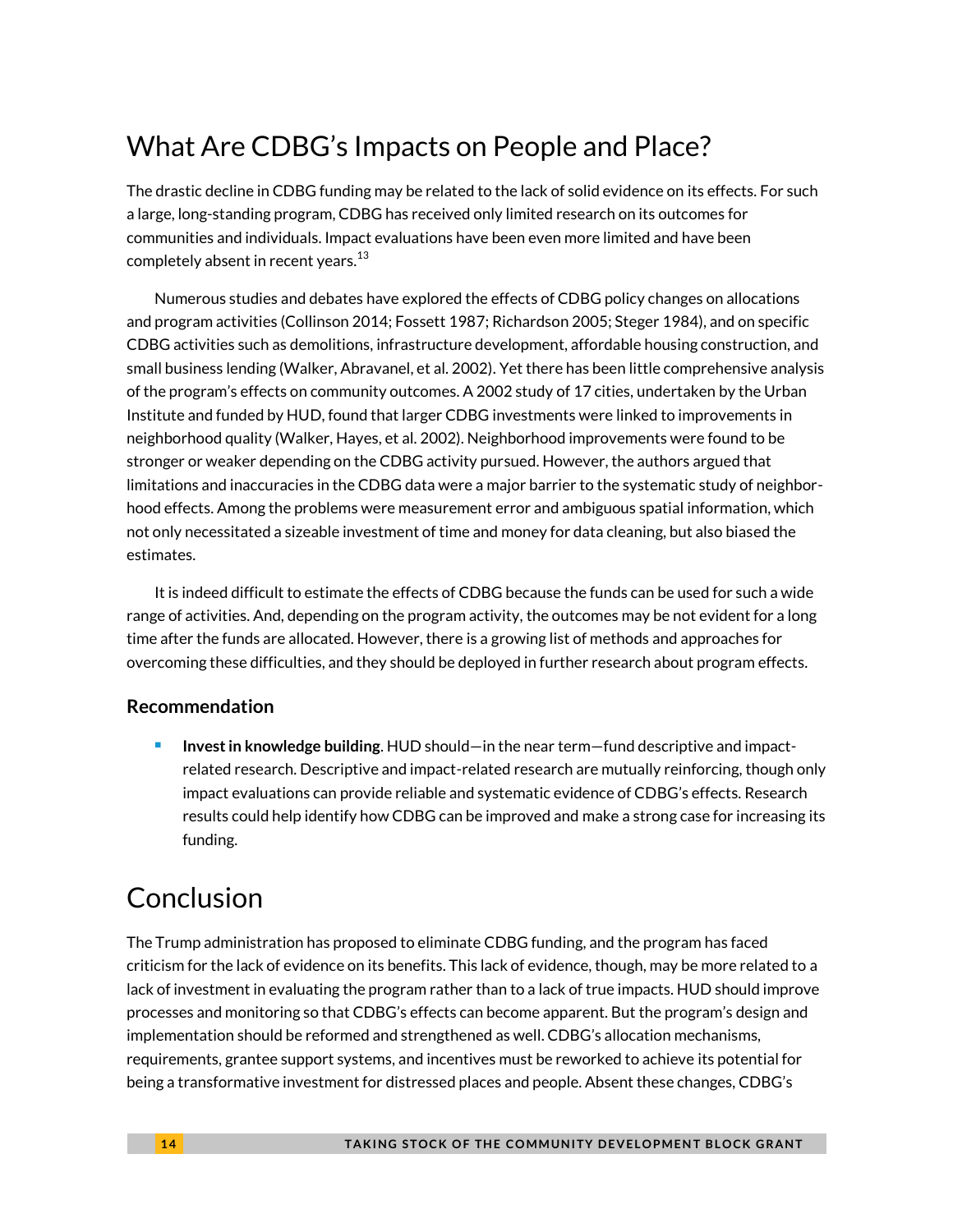## What Are CDBG's Impacts on People and Place?

The drastic decline in CDBG funding may be related to the lack of solid evidence on its effects. For such a large, long-standing program, CDBG has received only limited research on its outcomes for communities and individuals. Impact evaluations have been even more limited and have been completely absent in recent years.[13]

Numerous studies and debates have explored the effects of CDBG policy changes on allocations and program activities (Collinson 2014; Fossett 1987; Richardson 2005; Steger 1984), and on specific CDBG activities such as demolitions, infrastructure development, affordable housing construction, and small business lending (Walker, Abravanel, et al. 2002). Yet there has been little comprehensive analysis of the program's effects on community outcomes. A 2002 study of 17 cities, undertaken by the Urban Institute and funded by HUD, found that larger CDBG investments were linked to improvements in neighborhood quality (Walker, Hayes, et al. 2002). Neighborhood improvements were found to be stronger or weaker depending on the CDBG activity pursued. However, the authors argued that limitations and inaccuracies in the CDBG data were a major barrier to the systematic study of neighborhood effects. Among the problems were measurement error and ambiguous spatial information, which not only necessitated a sizeable investment of time and money for data cleaning, but also biased the estimates.

It is indeed difficult to estimate the effects of CDBG because the funds can be used for such a wide range of activities. And, depending on the program activity, the outcomes may be not evident for a long time after the funds are allocated. However, there is a growing list of methods and approaches for overcoming these difficulties, and they should be deployed in further research about program effects.

### Recommendation

- **Invest in knowledge building**. HUD should—in the near term—fund descriptive and impact-related research. Descriptive and impact-related research are mutually reinforcing, though only impact evaluations can provide reliable and systematic evidence of CDBG's effects. Research results could help identify how CDBG can be improved and make a strong case for increasing its funding.

## Conclusion

The Trump administration has proposed to eliminate CDBG funding, and the program has faced criticism for the lack of evidence on its benefits. This lack of evidence, though, may be more related to a lack of investment in evaluating the program rather than to a lack of true impacts. HUD should improve processes and monitoring so that CDBG's effects can become apparent. But the program's design and implementation should be reformed and strengthened as well. CDBG's allocation mechanisms, requirements, grantee support systems, and incentives must be reworked to achieve its potential for being a transformative investment for distressed places and people. Absent these changes, CDBG's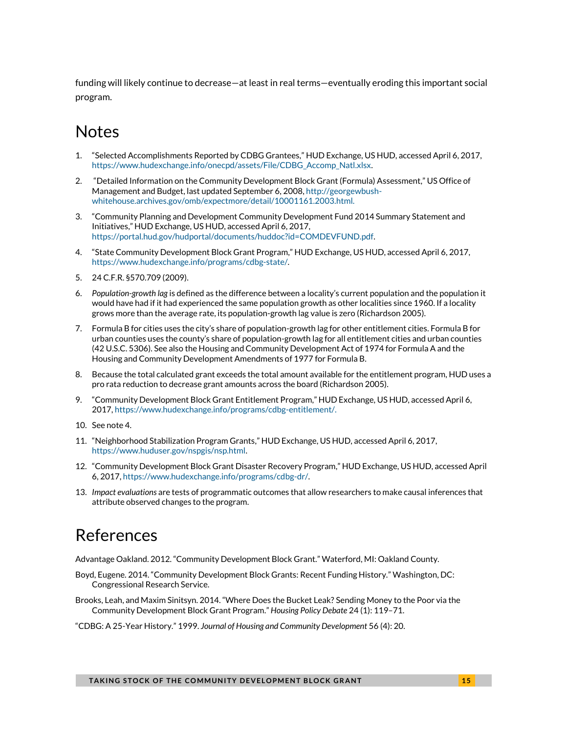funding will likely continue to decrease—at least in real terms—eventually eroding this important social program.

## Notes

1. "Selected Accomplishments Reported by CDBG Grantees," HUD Exchange, US HUD, accessed April 6, 2017, https://www.hudexchange.info/onecpd/assets/File/CDBG_Accomp_Natl.xlsx.
2. "Detailed Information on the Community Development Block Grant (Formula) Assessment," US Office of Management and Budget, last updated September 6, 2008, http://georgewbush-whitehouse.archives.gov/omb/expectmore/detail/10001161.2003.html.
3. "Community Planning and Development Community Development Fund 2014 Summary Statement and Initiatives," HUD Exchange, US HUD, accessed April 6, 2017, https://portal.hud.gov/hudportal/documents/huddoc?id=COMDEVFUND.pdf.
4. "State Community Development Block Grant Program," HUD Exchange, US HUD, accessed April 6, 2017, https://www.hudexchange.info/programs/cdbg-state/.
5. 24 C.F.R. §570.709 (2009).
6. *Population-growth lag* is defined as the difference between a locality's current population and the population it would have had if it had experienced the same population growth as other localities since 1960. If a locality grows more than the average rate, its population-growth lag value is zero (Richardson 2005).
7. Formula B for cities uses the city's share of population-growth lag for other entitlement cities. Formula B for urban counties uses the county's share of population-growth lag for all entitlement cities and urban counties (42 U.S.C. 5306). See also the Housing and Community Development Act of 1974 for Formula A and the Housing and Community Development Amendments of 1977 for Formula B.
8. Because the total calculated grant exceeds the total amount available for the entitlement program, HUD uses a pro rata reduction to decrease grant amounts across the board (Richardson 2005).
9. "Community Development Block Grant Entitlement Program," HUD Exchange, US HUD, accessed April 6, 2017, https://www.hudexchange.info/programs/cdbg-entitlement/.
10. See note 4.
11. "Neighborhood Stabilization Program Grants," HUD Exchange, US HUD, accessed April 6, 2017, https://www.huduser.gov/nspgis/nsp.html.
12. "Community Development Block Grant Disaster Recovery Program," HUD Exchange, US HUD, accessed April 6, 2017, https://www.hudexchange.info/programs/cdbg-dr/.
13. *Impact evaluations* are tests of programmatic outcomes that allow researchers to make causal inferences that attribute observed changes to the program.

## References

Advantage Oakland. 2012. "Community Development Block Grant." Waterford, MI: Oakland County.

Boyd, Eugene. 2014. "Community Development Block Grants: Recent Funding History." Washington, DC: Congressional Research Service.

Brooks, Leah, and Maxim Sinitsyn. 2014. "Where Does the Bucket Leak? Sending Money to the Poor via the Community Development Block Grant Program." *Housing Policy Debate* 24 (1): 119–71.

"CDBG: A 25-Year History." 1999. *Journal of Housing and Community Development* 56 (4): 20.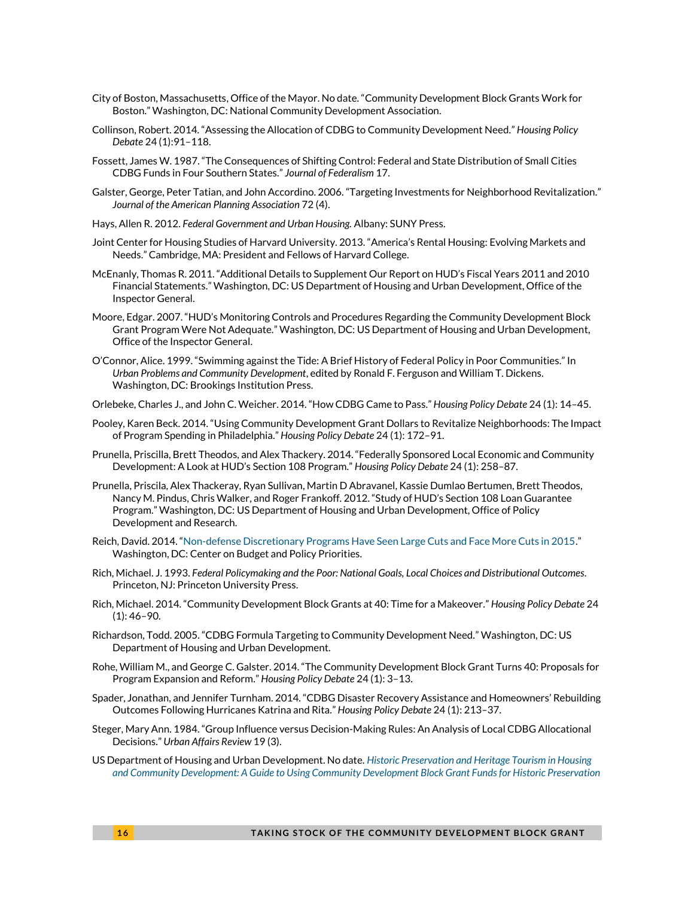City of Boston, Massachusetts, Office of the Mayor. No date. "Community Development Block Grants Work for Boston." Washington, DC: National Community Development Association.

Collinson, Robert. 2014. "Assessing the Allocation of CDBG to Community Development Need." *Housing Policy Debate* 24 (1):91–118.

Fossett, James W. 1987. "The Consequences of Shifting Control: Federal and State Distribution of Small Cities CDBG Funds in Four Southern States." *Journal of Federalism* 17.

Galster, George, Peter Tatian, and John Accordino. 2006. "Targeting Investments for Neighborhood Revitalization." *Journal of the American Planning Association* 72 (4).

Hays, Allen R. 2012. *Federal Government and Urban Housing.* Albany: SUNY Press.

Joint Center for Housing Studies of Harvard University. 2013. "America's Rental Housing: Evolving Markets and Needs." Cambridge, MA: President and Fellows of Harvard College.

McEnanly, Thomas R. 2011. "Additional Details to Supplement Our Report on HUD's Fiscal Years 2011 and 2010 Financial Statements." Washington, DC: US Department of Housing and Urban Development, Office of the Inspector General.

Moore, Edgar. 2007. "HUD's Monitoring Controls and Procedures Regarding the Community Development Block Grant Program Were Not Adequate." Washington, DC: US Department of Housing and Urban Development, Office of the Inspector General.

O'Connor, Alice. 1999. "Swimming against the Tide: A Brief History of Federal Policy in Poor Communities." In *Urban Problems and Community Development*, edited by Ronald F. Ferguson and William T. Dickens. Washington, DC: Brookings Institution Press.

Orlebeke, Charles J., and John C. Weicher. 2014. "How CDBG Came to Pass." *Housing Policy Debate* 24 (1): 14–45.

Pooley, Karen Beck. 2014. "Using Community Development Grant Dollars to Revitalize Neighborhoods: The Impact of Program Spending in Philadelphia." *Housing Policy Debate* 24 (1): 172–91.

Prunella, Priscilla, Brett Theodos, and Alex Thackery. 2014. "Federally Sponsored Local Economic and Community Development: A Look at HUD's Section 108 Program." *Housing Policy Debate* 24 (1): 258–87.

Prunella, Priscila, Alex Thackeray, Ryan Sullivan, Martin D Abravanel, Kassie Dumlao Bertumen, Brett Theodos, Nancy M. Pindus, Chris Walker, and Roger Frankoff. 2012. "Study of HUD's Section 108 Loan Guarantee Program." Washington, DC: US Department of Housing and Urban Development, Office of Policy Development and Research.

Reich, David. 2014. "Non-defense Discretionary Programs Have Seen Large Cuts and Face More Cuts in 2015." Washington, DC: Center on Budget and Policy Priorities.

Rich, Michael. J. 1993. *Federal Policymaking and the Poor: National Goals, Local Choices and Distributional Outcomes.* Princeton, NJ: Princeton University Press.

Rich, Michael. 2014. "Community Development Block Grants at 40: Time for a Makeover." *Housing Policy Debate* 24 (1): 46–90.

Richardson, Todd. 2005. "CDBG Formula Targeting to Community Development Need." Washington, DC: US Department of Housing and Urban Development.

Rohe, William M., and George C. Galster. 2014. "The Community Development Block Grant Turns 40: Proposals for Program Expansion and Reform." *Housing Policy Debate* 24 (1): 3–13.

Spader, Jonathan, and Jennifer Turnham. 2014. "CDBG Disaster Recovery Assistance and Homeowners' Rebuilding Outcomes Following Hurricanes Katrina and Rita." *Housing Policy Debate* 24 (1): 213–37.

Steger, Mary Ann. 1984. "Group Influence versus Decision-Making Rules: An Analysis of Local CDBG Allocational Decisions." *Urban Affairs Review* 19 (3).

US Department of Housing and Urban Development. No date. *Historic Preservation and Heritage Tourism in Housing and Community Development: A Guide to Using Community Development Block Grant Funds for Historic Preservation*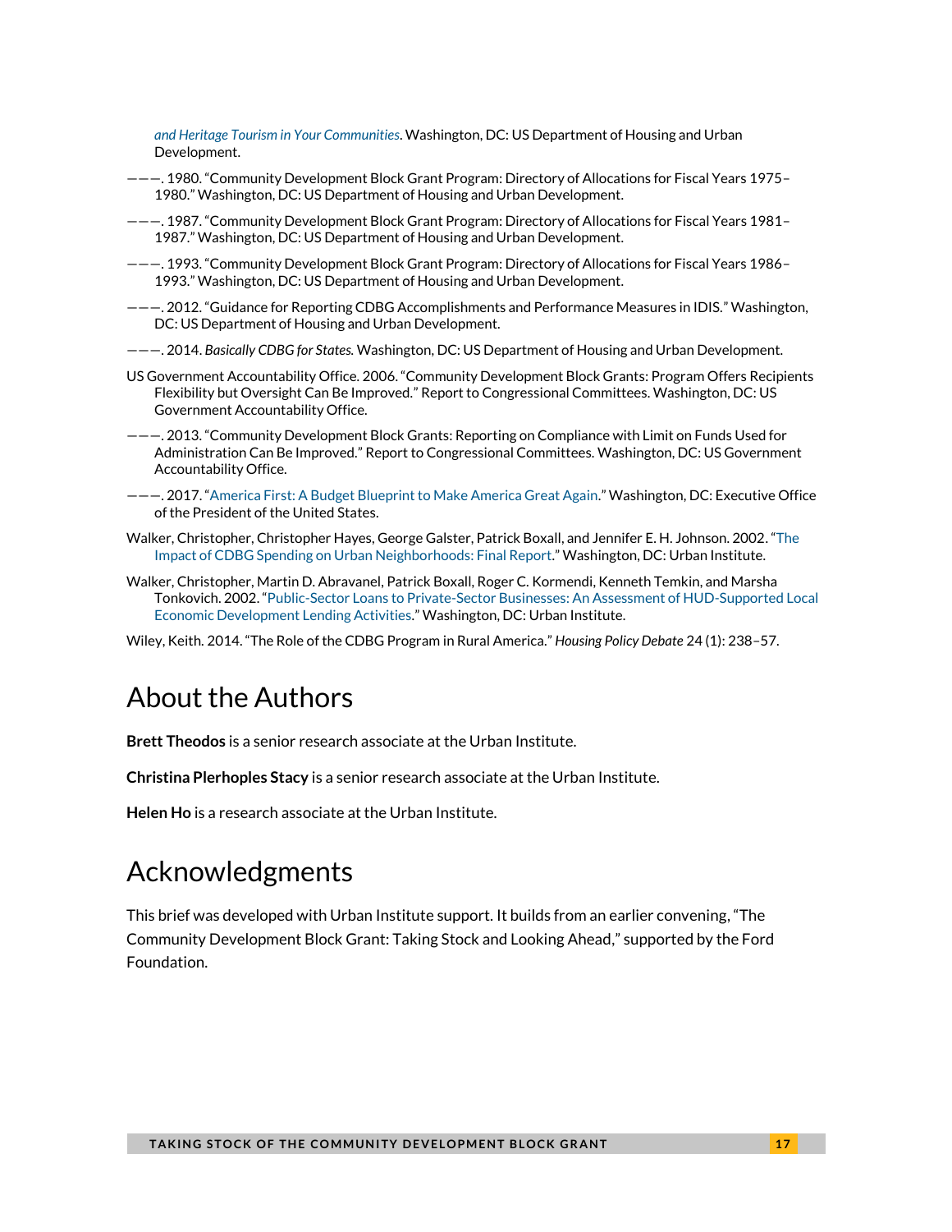*and Heritage Tourism in Your Communities*. Washington, DC: US Department of Housing and Urban Development.

———. 1980. "Community Development Block Grant Program: Directory of Allocations for Fiscal Years 1975–1980." Washington, DC: US Department of Housing and Urban Development.

———. 1987. "Community Development Block Grant Program: Directory of Allocations for Fiscal Years 1981–1987." Washington, DC: US Department of Housing and Urban Development.

———. 1993. "Community Development Block Grant Program: Directory of Allocations for Fiscal Years 1986–1993." Washington, DC: US Department of Housing and Urban Development.

———. 2012. "Guidance for Reporting CDBG Accomplishments and Performance Measures in IDIS." Washington, DC: US Department of Housing and Urban Development.

———. 2014. *Basically CDBG for States.* Washington, DC: US Department of Housing and Urban Development.

US Government Accountability Office. 2006. "Community Development Block Grants: Program Offers Recipients Flexibility but Oversight Can Be Improved." Report to Congressional Committees. Washington, DC: US Government Accountability Office.

———. 2013. "Community Development Block Grants: Reporting on Compliance with Limit on Funds Used for Administration Can Be Improved." Report to Congressional Committees. Washington, DC: US Government Accountability Office.

———. 2017. "America First: A Budget Blueprint to Make America Great Again." Washington, DC: Executive Office of the President of the United States.

Walker, Christopher, Christopher Hayes, George Galster, Patrick Boxall, and Jennifer E. H. Johnson. 2002. "The Impact of CDBG Spending on Urban Neighborhoods: Final Report." Washington, DC: Urban Institute.

Walker, Christopher, Martin D. Abravanel, Patrick Boxall, Roger C. Kormendi, Kenneth Temkin, and Marsha Tonkovich. 2002. "Public-Sector Loans to Private-Sector Businesses: An Assessment of HUD-Supported Local Economic Development Lending Activities." Washington, DC: Urban Institute.

Wiley, Keith. 2014. "The Role of the CDBG Program in Rural America." *Housing Policy Debate* 24 (1): 238–57.

# About the Authors

**Brett Theodos** is a senior research associate at the Urban Institute.

**Christina Plerhoples Stacy** is a senior research associate at the Urban Institute.

**Helen Ho** is a research associate at the Urban Institute.

# Acknowledgments

This brief was developed with Urban Institute support. It builds from an earlier convening, "The Community Development Block Grant: Taking Stock and Looking Ahead," supported by the Ford Foundation.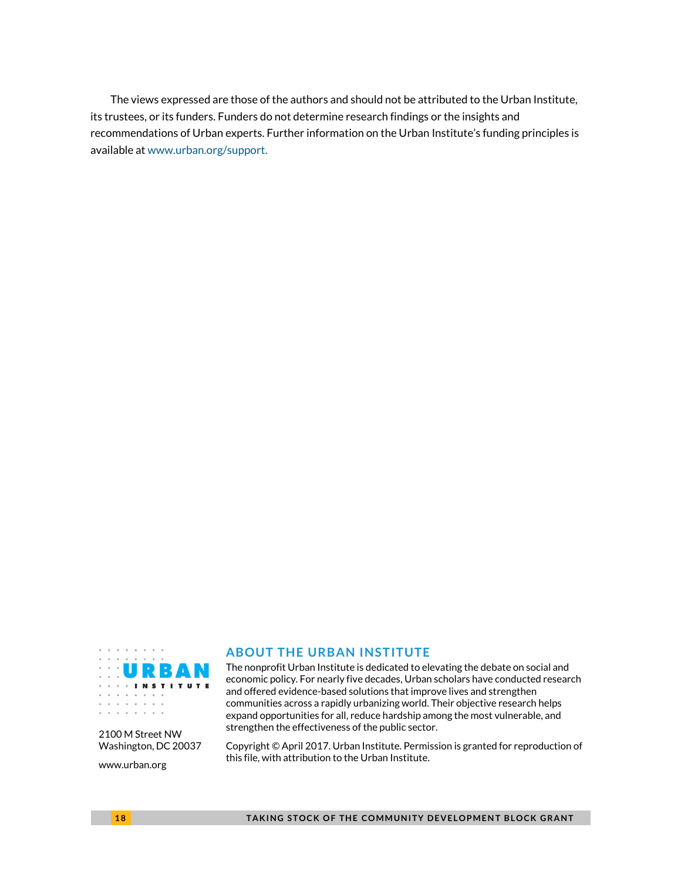The views expressed are those of the authors and should not be attributed to the Urban Institute, its trustees, or its funders. Funders do not determine research findings or the insights and recommendations of Urban experts. Further information on the Urban Institute's funding principles is available at www.urban.org/support.

URBAN INSTITUTE

2100 M Street NW
Washington, DC 20037

www.urban.org

## ABOUT THE URBAN INSTITUTE

The nonprofit Urban Institute is dedicated to elevating the debate on social and economic policy. For nearly five decades, Urban scholars have conducted research and offered evidence-based solutions that improve lives and strengthen communities across a rapidly urbanizing world. Their objective research helps expand opportunities for all, reduce hardship among the most vulnerable, and strengthen the effectiveness of the public sector.

Copyright © April 2017. Urban Institute. Permission is granted for reproduction of this file, with attribution to the Urban Institute.